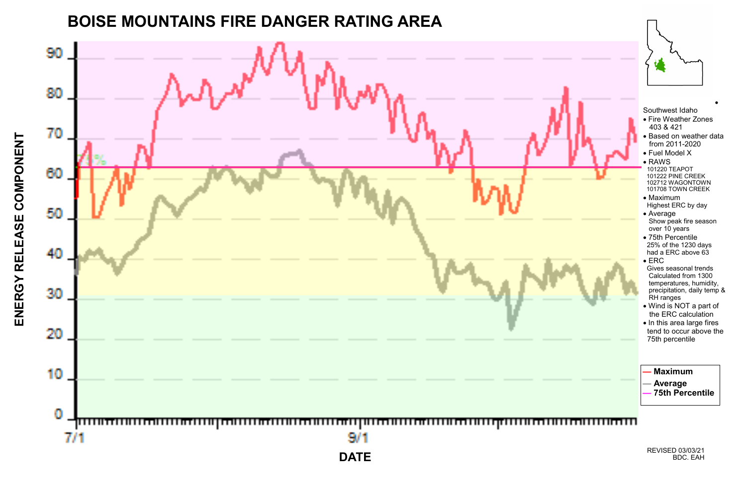# BOISE MOUNTAINS FIRE DANGER RATING AREA

ENERGY RELEASE COMPONENT

DATE

7/1 9/1

Southwest Idaho

- Fire Weather Zones 403 & 421
- Based on weather data from 2011-2020
- Fuel Model X
- RAWS
  101220 TEAPOT
  101222 PINE CREEK
  102712 WAGONTOWN
  101708 TOWN CREEK
- Maximum
  Highest ERC by day
- Average
  Show peak fire season over 10 years
- 75th Percentile
  25% of the 1230 days had a ERC above 63
- ERC
  Gives seasonal trends Calculated from 1300 temperatures, humidity, precipitation, daily temp & RH ranges
- Wind is NOT a part of the ERC calculation
- In this area large fires tend to occur above the 75th percentile

**Maximum**
**Average**
**75th Percentile**

REVISED 03/03/21
BDC. EAH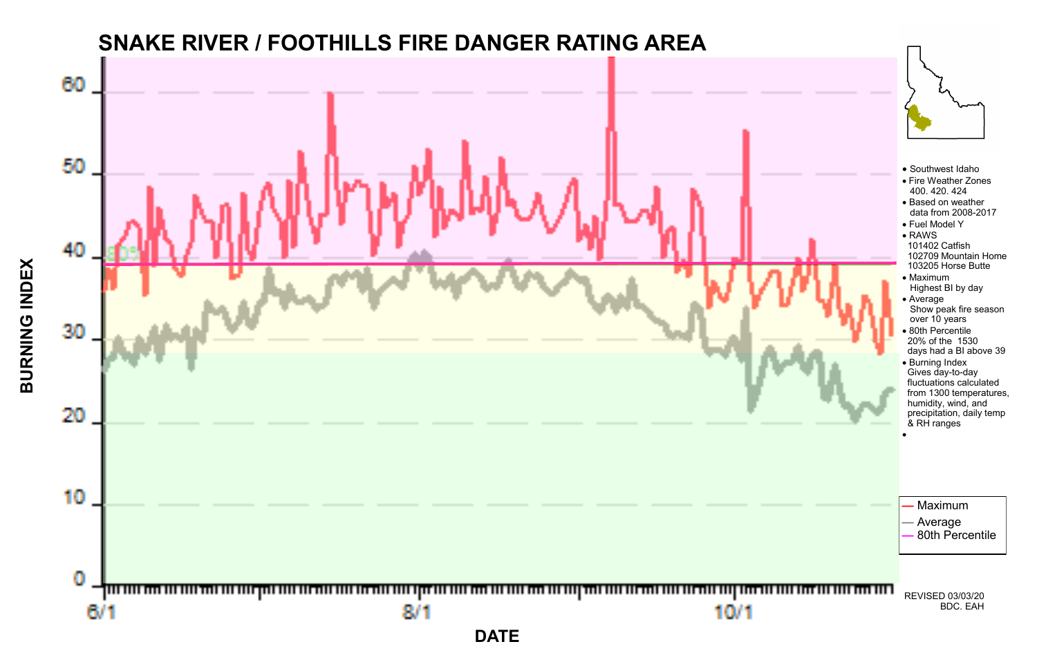# SNAKE RIVER / FOOTHILLS FIRE DANGER RATING AREA

- Southwest Idaho
- Fire Weather Zones 400. 420. 424
- Based on weather data from 2008-2017
- Fuel Model Y
- RAWS
  101402 Catfish
  102709 Mountain Home
  103205 Horse Butte
- Maximum
  Highest BI by day
- Average
  Show peak fire season over 10 years
- 80th Percentile
  20% of the 1530 days had a BI above 39
- Burning Index
  Gives day-to-day fluctuations calculated from 1300 temperatures, humidity, wind, and precipitation, daily temp & RH ranges

BURNING INDEX

DATE

Maximum
Average
80th Percentile

REVISED 03/03/20
BDC. EAH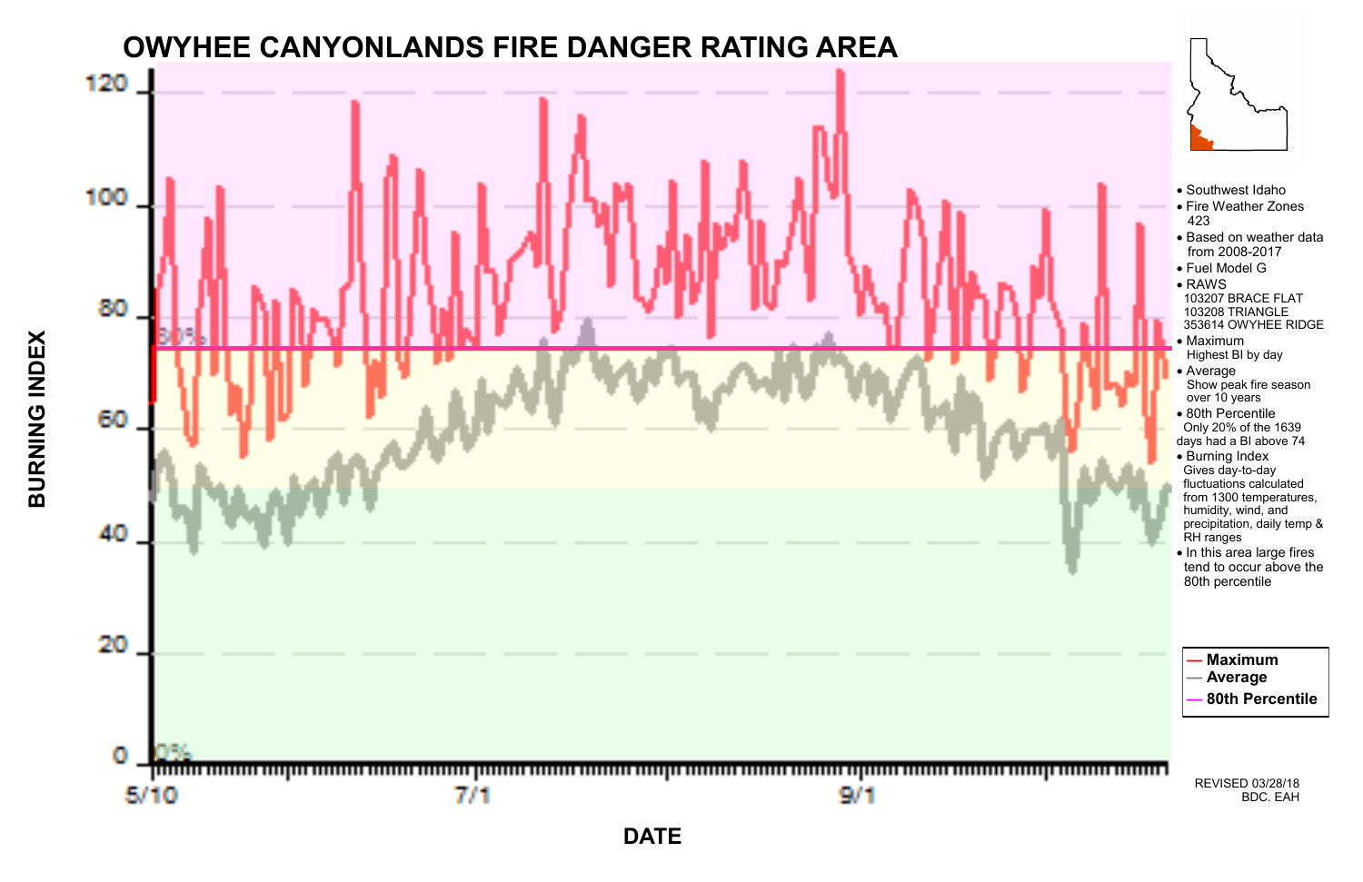# OWYHEE CANYONLANDS FIRE DANGER RATING AREA

BURNING INDEX

120
100
80
60
40
20
0

80%
0%

5/10
7/1
9/1

DATE

- Southwest Idaho
- Fire Weather Zones 423
- Based on weather data from 2008-2017
- Fuel Model G
- RAWS
  103207 BRACE FLAT
  103208 TRIANGLE
  353614 OWYHEE RIDGE
- Maximum
  Highest BI by day
- Average
  Show peak fire season over 10 years
- 80th Percentile
  Only 20% of the 1639 days had a BI above 74
- Burning Index
  Gives day-to-day fluctuations calculated from 1300 temperatures, humidity, wind, and precipitation, daily temp & RH ranges
- In this area large fires tend to occur above the 80th percentile

**Maximum**
**Average**
**80th Percentile**

REVISED 03/28/18
BDC. EAH